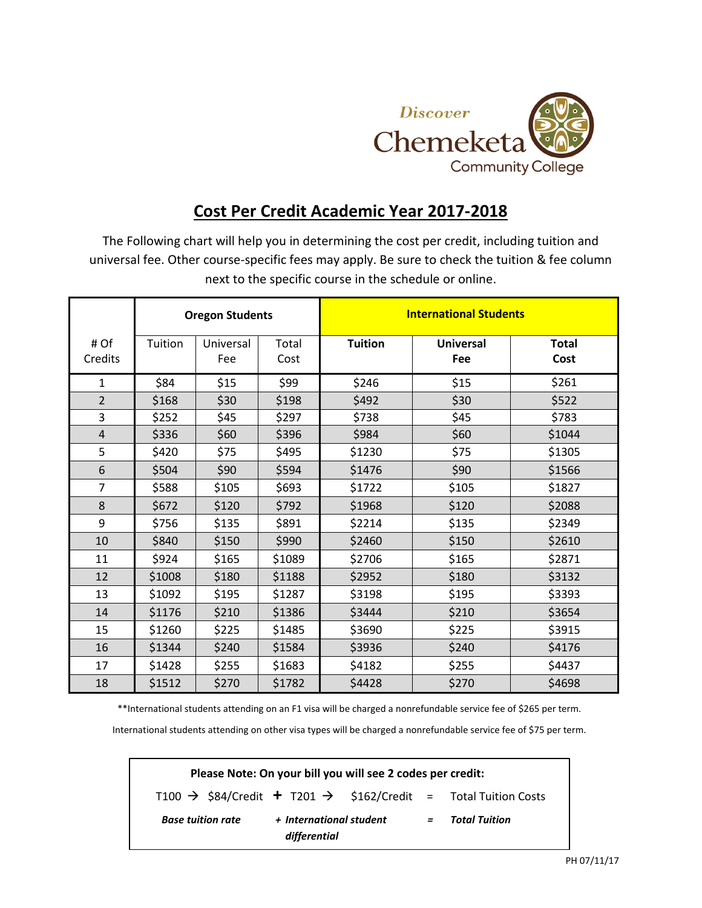Discover Chemeketa Community College

# Cost Per Credit Academic Year 2017-2018

The Following chart will help you in determining the cost per credit, including tuition and universal fee. Other course-specific fees may apply. Be sure to check the tuition & fee column next to the specific course in the schedule or online.

| # Of Credits | Oregon Students | | | International Students | | |
|---|---|---|---|---|---|---|
| | Tuition | Universal Fee | Total Cost | **Tuition** | **Universal Fee** | **Total Cost** |
| 1 | $84 | $15 | $99 | $246 | $15 | $261 |
| 2 | $168 | $30 | $198 | $492 | $30 | $522 |
| 3 | $252 | $45 | $297 | $738 | $45 | $783 |
| 4 | $336 | $60 | $396 | $984 | $60 | $1044 |
| 5 | $420 | $75 | $495 | $1230 | $75 | $1305 |
| 6 | $504 | $90 | $594 | $1476 | $90 | $1566 |
| 7 | $588 | $105 | $693 | $1722 | $105 | $1827 |
| 8 | $672 | $120 | $792 | $1968 | $120 | $2088 |
| 9 | $756 | $135 | $891 | $2214 | $135 | $2349 |
| 10 | $840 | $150 | $990 | $2460 | $150 | $2610 |
| 11 | $924 | $165 | $1089 | $2706 | $165 | $2871 |
| 12 | $1008 | $180 | $1188 | $2952 | $180 | $3132 |
| 13 | $1092 | $195 | $1287 | $3198 | $195 | $3393 |
| 14 | $1176 | $210 | $1386 | $3444 | $210 | $3654 |
| 15 | $1260 | $225 | $1485 | $3690 | $225 | $3915 |
| 16 | $1344 | $240 | $1584 | $3936 | $240 | $4176 |
| 17 | $1428 | $255 | $1683 | $4182 | $255 | $4437 |
| 18 | $1512 | $270 | $1782 | $4428 | $270 | $4698 |

**International students attending on an F1 visa will be charged a nonrefundable service fee of $265 per term.

International students attending on other visa types will be charged a nonrefundable service fee of $75 per term.

**Please Note: On your bill you will see 2 codes per credit:**

T100 → $84/Credit **+** T201 → $162/Credit = Total Tuition Costs

***Base tuition rate*** ***+ International student differential*** = ***Total Tuition***

PH 07/11/17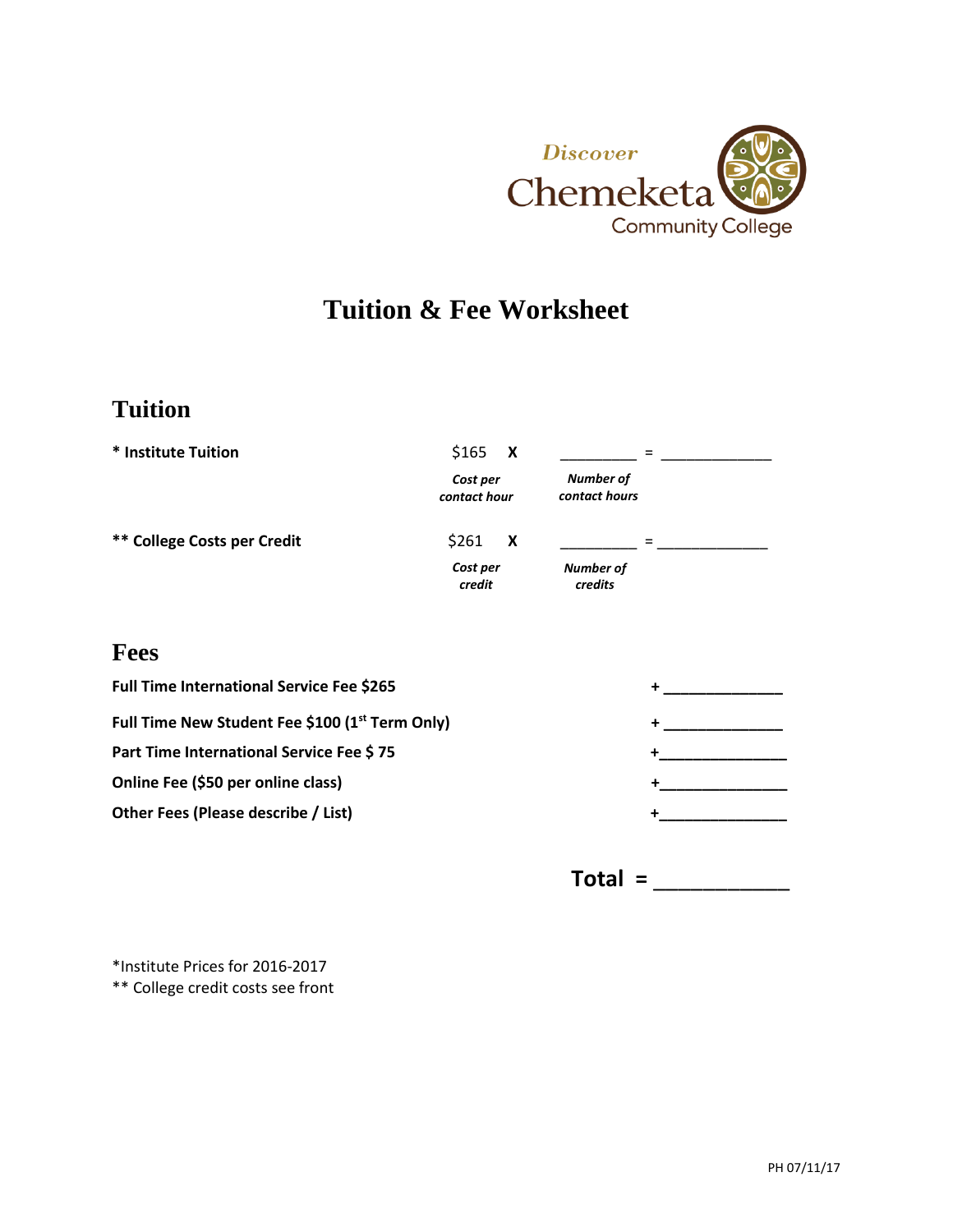Discover Chemeketa Community College

# Tuition & Fee Worksheet

## Tuition

| | | | | |
|---|---|---|---|---|
| **\* Institute Tuition** | $165 | **X** | _________ | = _____________ |
| | ***Cost per contact hour*** | | ***Number of contact hours*** | |
| **\*\* College Costs per Credit** | $261 | **X** | _________ | = _____________ |
| | ***Cost per credit*** | | ***Number of credits*** | |

## Fees

| | |
|---|---|
| **Full Time International Service Fee $265** | + _____________ |
| **Full Time New Student Fee $100 (1st Term Only)** | + _____________ |
| **Part Time International Service Fee $ 75** | + _______________ |
| **Online Fee ($50 per online class)** | + _______________ |
| **Other Fees (Please describe / List)** | + _______________ |

**Total = ___________**

*Institute Prices for 2016-2017
** College credit costs see front

PH 07/11/17